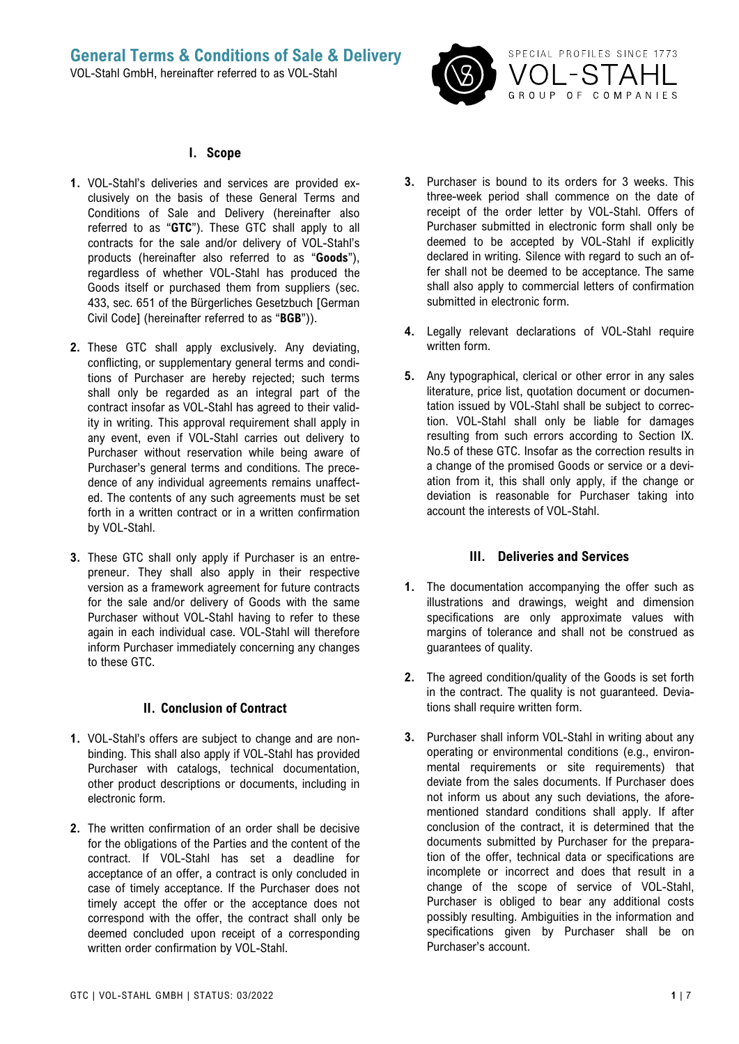# General Terms & Conditions of Sale & Delivery

VOL-Stahl GmbH, hereinafter referred to as VOL-Stahl

## I. Scope

1. VOL-Stahl's deliveries and services are provided exclusively on the basis of these General Terms and Conditions of Sale and Delivery (hereinafter also referred to as "**GTC**"). These GTC shall apply to all contracts for the sale and/or delivery of VOL-Stahl's products (hereinafter also referred to as "**Goods**"), regardless of whether VOL-Stahl has produced the Goods itself or purchased them from suppliers (sec. 433, sec. 651 of the Bürgerliches Gesetzbuch [German Civil Code] (hereinafter referred to as "**BGB**")).

2. These GTC shall apply exclusively. Any deviating, conflicting, or supplementary general terms and conditions of Purchaser are hereby rejected; such terms shall only be regarded as an integral part of the contract insofar as VOL-Stahl has agreed to their validity in writing. This approval requirement shall apply in any event, even if VOL-Stahl carries out delivery to Purchaser without reservation while being aware of Purchaser's general terms and conditions. The precedence of any individual agreements remains unaffected. The contents of any such agreements must be set forth in a written contract or in a written confirmation by VOL-Stahl.

3. These GTC shall only apply if Purchaser is an entrepreneur. They shall also apply in their respective version as a framework agreement for future contracts for the sale and/or delivery of Goods with the same Purchaser without VOL-Stahl having to refer to these again in each individual case. VOL-Stahl will therefore inform Purchaser immediately concerning any changes to these GTC.

## II. Conclusion of Contract

1. VOL-Stahl's offers are subject to change and are non-binding. This shall also apply if VOL-Stahl has provided Purchaser with catalogs, technical documentation, other product descriptions or documents, including in electronic form.

2. The written confirmation of an order shall be decisive for the obligations of the Parties and the content of the contract. If VOL-Stahl has set a deadline for acceptance of an offer, a contract is only concluded in case of timely acceptance. If the Purchaser does not timely accept the offer or the acceptance does not correspond with the offer, the contract shall only be deemed concluded upon receipt of a corresponding written order confirmation by VOL-Stahl.

3. Purchaser is bound to its orders for 3 weeks. This three-week period shall commence on the date of receipt of the order letter by VOL-Stahl. Offers of Purchaser submitted in electronic form shall only be deemed to be accepted by VOL-Stahl if explicitly declared in writing. Silence with regard to such an offer shall not be deemed to be acceptance. The same shall also apply to commercial letters of confirmation submitted in electronic form.

4. Legally relevant declarations of VOL-Stahl require written form.

5. Any typographical, clerical or other error in any sales literature, price list, quotation document or documentation issued by VOL-Stahl shall be subject to correction. VOL-Stahl shall only be liable for damages resulting from such errors according to Section IX. No.5 of these GTC. Insofar as the correction results in a change of the promised Goods or service or a deviation from it, this shall only apply, if the change or deviation is reasonable for Purchaser taking into account the interests of VOL-Stahl.

## III. Deliveries and Services

1. The documentation accompanying the offer such as illustrations and drawings, weight and dimension specifications are only approximate values with margins of tolerance and shall not be construed as guarantees of quality.

2. The agreed condition/quality of the Goods is set forth in the contract. The quality is not guaranteed. Deviations shall require written form.

3. Purchaser shall inform VOL-Stahl in writing about any operating or environmental conditions (e.g., environmental requirements or site requirements) that deviate from the sales documents. If Purchaser does not inform us about any such deviations, the aforementioned standard conditions shall apply. If after conclusion of the contract, it is determined that the documents submitted by Purchaser for the preparation of the offer, technical data or specifications are incomplete or incorrect and does that result in a change of the scope of service of VOL-Stahl, Purchaser is obliged to bear any additional costs possibly resulting. Ambiguities in the information and specifications given by Purchaser shall be on Purchaser's account.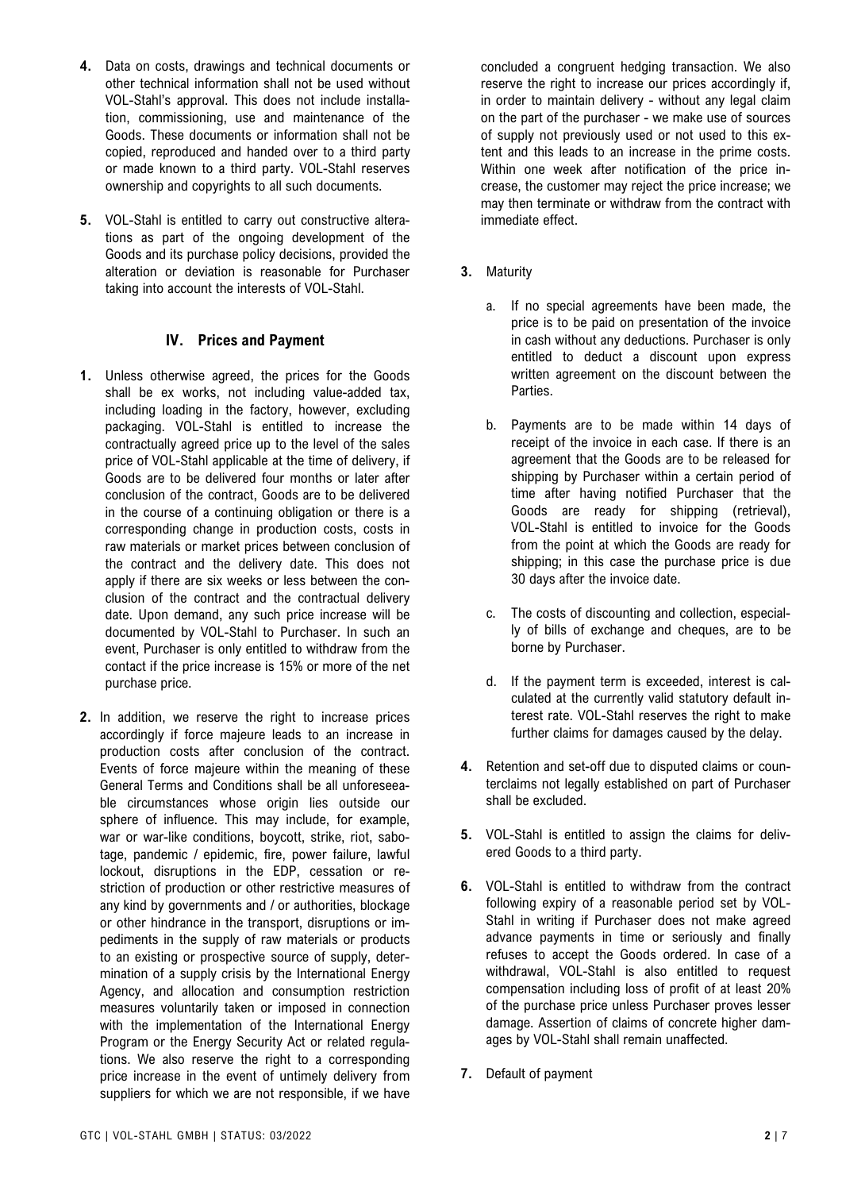**4.** Data on costs, drawings and technical documents or other technical information shall not be used without VOL-Stahl's approval. This does not include installation, commissioning, use and maintenance of the Goods. These documents or information shall not be copied, reproduced and handed over to a third party or made known to a third party. VOL-Stahl reserves ownership and copyrights to all such documents.

**5.** VOL-Stahl is entitled to carry out constructive alterations as part of the ongoing development of the Goods and its purchase policy decisions, provided the alteration or deviation is reasonable for Purchaser taking into account the interests of VOL-Stahl.

## IV. Prices and Payment

**1.** Unless otherwise agreed, the prices for the Goods shall be ex works, not including value-added tax, including loading in the factory, however, excluding packaging. VOL-Stahl is entitled to increase the contractually agreed price up to the level of the sales price of VOL-Stahl applicable at the time of delivery, if Goods are to be delivered four months or later after conclusion of the contract, Goods are to be delivered in the course of a continuing obligation or there is a corresponding change in production costs, costs in raw materials or market prices between conclusion of the contract and the delivery date. This does not apply if there are six weeks or less between the conclusion of the contract and the contractual delivery date. Upon demand, any such price increase will be documented by VOL-Stahl to Purchaser. In such an event, Purchaser is only entitled to withdraw from the contact if the price increase is 15% or more of the net purchase price.

**2.** In addition, we reserve the right to increase prices accordingly if force majeure leads to an increase in production costs after conclusion of the contract. Events of force majeure within the meaning of these General Terms and Conditions shall be all unforeseeable circumstances whose origin lies outside our sphere of influence. This may include, for example, war or war-like conditions, boycott, strike, riot, sabotage, pandemic / epidemic, fire, power failure, lawful lockout, disruptions in the EDP, cessation or restriction of production or other restrictive measures of any kind by governments and / or authorities, blockage or other hindrance in the transport, disruptions or impediments in the supply of raw materials or products to an existing or prospective source of supply, determination of a supply crisis by the International Energy Agency, and allocation and consumption restriction measures voluntarily taken or imposed in connection with the implementation of the International Energy Program or the Energy Security Act or related regulations. We also reserve the right to a corresponding price increase in the event of untimely delivery from suppliers for which we are not responsible, if we have concluded a congruent hedging transaction. We also reserve the right to increase our prices accordingly if, in order to maintain delivery - without any legal claim on the part of the purchaser - we make use of sources of supply not previously used or not used to this extent and this leads to an increase in the prime costs. Within one week after notification of the price increase, the customer may reject the price increase; we may then terminate or withdraw from the contract with immediate effect.

**3.** Maturity

a. If no special agreements have been made, the price is to be paid on presentation of the invoice in cash without any deductions. Purchaser is only entitled to deduct a discount upon express written agreement on the discount between the Parties.

b. Payments are to be made within 14 days of receipt of the invoice in each case. If there is an agreement that the Goods are to be released for shipping by Purchaser within a certain period of time after having notified Purchaser that the Goods are ready for shipping (retrieval), VOL-Stahl is entitled to invoice for the Goods from the point at which the Goods are ready for shipping; in this case the purchase price is due 30 days after the invoice date.

c. The costs of discounting and collection, especially of bills of exchange and cheques, are to be borne by Purchaser.

d. If the payment term is exceeded, interest is calculated at the currently valid statutory default interest rate. VOL-Stahl reserves the right to make further claims for damages caused by the delay.

**4.** Retention and set-off due to disputed claims or counterclaims not legally established on part of Purchaser shall be excluded.

**5.** VOL-Stahl is entitled to assign the claims for delivered Goods to a third party.

**6.** VOL-Stahl is entitled to withdraw from the contract following expiry of a reasonable period set by VOL-Stahl in writing if Purchaser does not make agreed advance payments in time or seriously and finally refuses to accept the Goods ordered. In case of a withdrawal, VOL-Stahl is also entitled to request compensation including loss of profit of at least 20% of the purchase price unless Purchaser proves lesser damage. Assertion of claims of concrete higher damages by VOL-Stahl shall remain unaffected.

**7.** Default of payment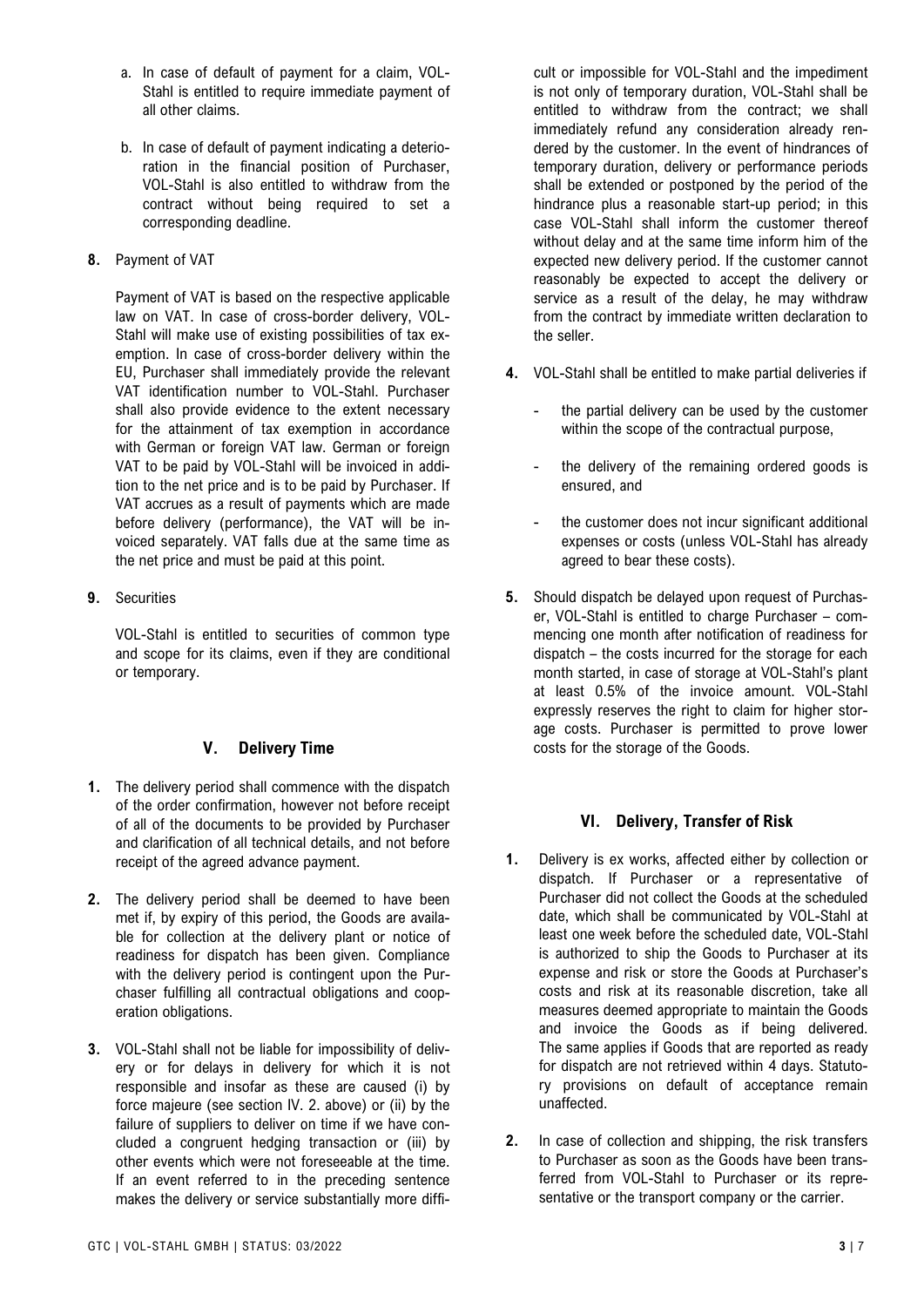a. In case of default of payment for a claim, VOL-Stahl is entitled to require immediate payment of all other claims.

b. In case of default of payment indicating a deterioration in the financial position of Purchaser, VOL-Stahl is also entitled to withdraw from the contract without being required to set a corresponding deadline.

**8.** Payment of VAT

Payment of VAT is based on the respective applicable law on VAT. In case of cross-border delivery, VOL-Stahl will make use of existing possibilities of tax exemption. In case of cross-border delivery within the EU, Purchaser shall immediately provide the relevant VAT identification number to VOL-Stahl. Purchaser shall also provide evidence to the extent necessary for the attainment of tax exemption in accordance with German or foreign VAT law. German or foreign VAT to be paid by VOL-Stahl will be invoiced in addition to the net price and is to be paid by Purchaser. If VAT accrues as a result of payments which are made before delivery (performance), the VAT will be invoiced separately. VAT falls due at the same time as the net price and must be paid at this point.

**9.** Securities

VOL-Stahl is entitled to securities of common type and scope for its claims, even if they are conditional or temporary.

## V. Delivery Time

**1.** The delivery period shall commence with the dispatch of the order confirmation, however not before receipt of all of the documents to be provided by Purchaser and clarification of all technical details, and not before receipt of the agreed advance payment.

**2.** The delivery period shall be deemed to have been met if, by expiry of this period, the Goods are available for collection at the delivery plant or notice of readiness for dispatch has been given. Compliance with the delivery period is contingent upon the Purchaser fulfilling all contractual obligations and cooperation obligations.

**3.** VOL-Stahl shall not be liable for impossibility of delivery or for delays in delivery for which it is not responsible and insofar as these are caused (i) by force majeure (see section IV. 2. above) or (ii) by the failure of suppliers to deliver on time if we have concluded a congruent hedging transaction or (iii) by other events which were not foreseeable at the time. If an event referred to in the preceding sentence makes the delivery or service substantially more difficult or impossible for VOL-Stahl and the impediment is not only of temporary duration, VOL-Stahl shall be entitled to withdraw from the contract; we shall immediately refund any consideration already rendered by the customer. In the event of hindrances of temporary duration, delivery or performance periods shall be extended or postponed by the period of the hindrance plus a reasonable start-up period; in this case VOL-Stahl shall inform the customer thereof without delay and at the same time inform him of the expected new delivery period. If the customer cannot reasonably be expected to accept the delivery or service as a result of the delay, he may withdraw from the contract by immediate written declaration to the seller.

**4.** VOL-Stahl shall be entitled to make partial deliveries if

- the partial delivery can be used by the customer within the scope of the contractual purpose,
- the delivery of the remaining ordered goods is ensured, and
- the customer does not incur significant additional expenses or costs (unless VOL-Stahl has already agreed to bear these costs).

**5.** Should dispatch be delayed upon request of Purchaser, VOL-Stahl is entitled to charge Purchaser – commencing one month after notification of readiness for dispatch – the costs incurred for the storage for each month started, in case of storage at VOL-Stahl's plant at least 0.5% of the invoice amount. VOL-Stahl expressly reserves the right to claim for higher storage costs. Purchaser is permitted to prove lower costs for the storage of the Goods.

## VI. Delivery, Transfer of Risk

**1.** Delivery is ex works, affected either by collection or dispatch. If Purchaser or a representative of Purchaser did not collect the Goods at the scheduled date, which shall be communicated by VOL-Stahl at least one week before the scheduled date, VOL-Stahl is authorized to ship the Goods to Purchaser at its expense and risk or store the Goods at Purchaser's costs and risk at its reasonable discretion, take all measures deemed appropriate to maintain the Goods and invoice the Goods as if being delivered. The same applies if Goods that are reported as ready for dispatch are not retrieved within 4 days. Statutory provisions on default of acceptance remain unaffected.

**2.** In case of collection and shipping, the risk transfers to Purchaser as soon as the Goods have been transferred from VOL-Stahl to Purchaser or its representative or the transport company or the carrier.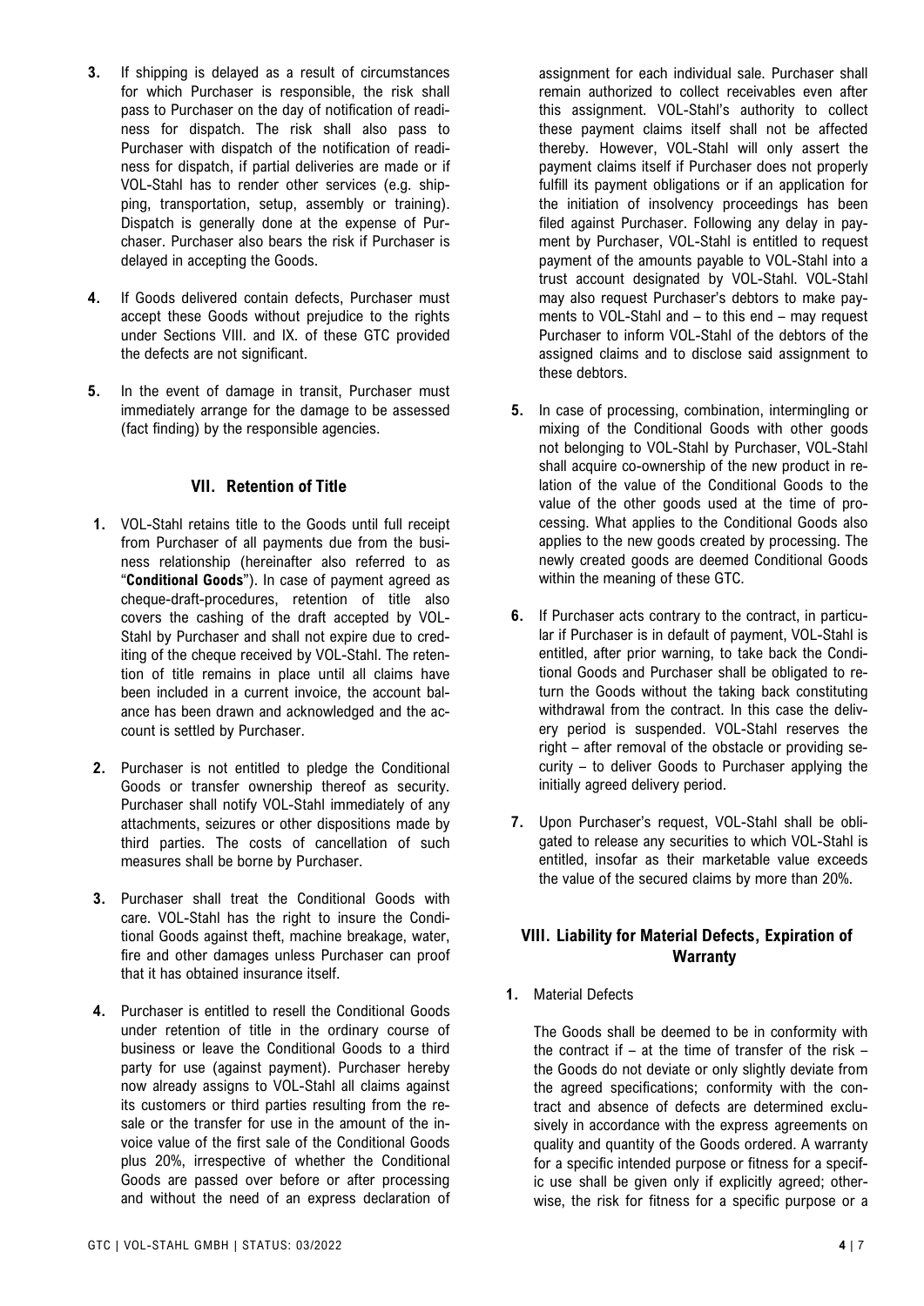3. If shipping is delayed as a result of circumstances for which Purchaser is responsible, the risk shall pass to Purchaser on the day of notification of readiness for dispatch. The risk shall also pass to Purchaser with dispatch of the notification of readiness for dispatch, if partial deliveries are made or if VOL-Stahl has to render other services (e.g. shipping, transportation, setup, assembly or training). Dispatch is generally done at the expense of Purchaser. Purchaser also bears the risk if Purchaser is delayed in accepting the Goods.

4. If Goods delivered contain defects, Purchaser must accept these Goods without prejudice to the rights under Sections VIII. and IX. of these GTC provided the defects are not significant.

5. In the event of damage in transit, Purchaser must immediately arrange for the damage to be assessed (fact finding) by the responsible agencies.

## VII. Retention of Title

1. VOL-Stahl retains title to the Goods until full receipt from Purchaser of all payments due from the business relationship (hereinafter also referred to as "**Conditional Goods**"). In case of payment agreed as cheque-draft-procedures, retention of title also covers the cashing of the draft accepted by VOL-Stahl by Purchaser and shall not expire due to crediting of the cheque received by VOL-Stahl. The retention of title remains in place until all claims have been included in a current invoice, the account balance has been drawn and acknowledged and the account is settled by Purchaser.

2. Purchaser is not entitled to pledge the Conditional Goods or transfer ownership thereof as security. Purchaser shall notify VOL-Stahl immediately of any attachments, seizures or other dispositions made by third parties. The costs of cancellation of such measures shall be borne by Purchaser.

3. Purchaser shall treat the Conditional Goods with care. VOL-Stahl has the right to insure the Conditional Goods against theft, machine breakage, water, fire and other damages unless Purchaser can proof that it has obtained insurance itself.

4. Purchaser is entitled to resell the Conditional Goods under retention of title in the ordinary course of business or leave the Conditional Goods to a third party for use (against payment). Purchaser hereby now already assigns to VOL-Stahl all claims against its customers or third parties resulting from the resale or the transfer for use in the amount of the invoice value of the first sale of the Conditional Goods plus 20%, irrespective of whether the Conditional Goods are passed over before or after processing and without the need of an express declaration of assignment for each individual sale. Purchaser shall remain authorized to collect receivables even after this assignment. VOL-Stahl's authority to collect these payment claims itself shall not be affected thereby. However, VOL-Stahl will only assert the payment claims itself if Purchaser does not properly fulfill its payment obligations or if an application for the initiation of insolvency proceedings has been filed against Purchaser. Following any delay in payment by Purchaser, VOL-Stahl is entitled to request payment of the amounts payable to VOL-Stahl into a trust account designated by VOL-Stahl. VOL-Stahl may also request Purchaser's debtors to make payments to VOL-Stahl and – to this end – may request Purchaser to inform VOL-Stahl of the debtors of the assigned claims and to disclose said assignment to these debtors.

5. In case of processing, combination, intermingling or mixing of the Conditional Goods with other goods not belonging to VOL-Stahl by Purchaser, VOL-Stahl shall acquire co-ownership of the new product in relation of the value of the Conditional Goods to the value of the other goods used at the time of processing. What applies to the Conditional Goods also applies to the new goods created by processing. The newly created goods are deemed Conditional Goods within the meaning of these GTC.

6. If Purchaser acts contrary to the contract, in particular if Purchaser is in default of payment, VOL-Stahl is entitled, after prior warning, to take back the Conditional Goods and Purchaser shall be obligated to return the Goods without the taking back constituting withdrawal from the contract. In this case the delivery period is suspended. VOL-Stahl reserves the right – after removal of the obstacle or providing security – to deliver Goods to Purchaser applying the initially agreed delivery period.

7. Upon Purchaser's request, VOL-Stahl shall be obligated to release any securities to which VOL-Stahl is entitled, insofar as their marketable value exceeds the value of the secured claims by more than 20%.

## VIII. Liability for Material Defects, Expiration of Warranty

1. Material Defects

   The Goods shall be deemed to be in conformity with the contract if – at the time of transfer of the risk – the Goods do not deviate or only slightly deviate from the agreed specifications; conformity with the contract and absence of defects are determined exclusively in accordance with the express agreements on quality and quantity of the Goods ordered. A warranty for a specific intended purpose or fitness for a specific use shall be given only if explicitly agreed; otherwise, the risk for fitness for a specific purpose or a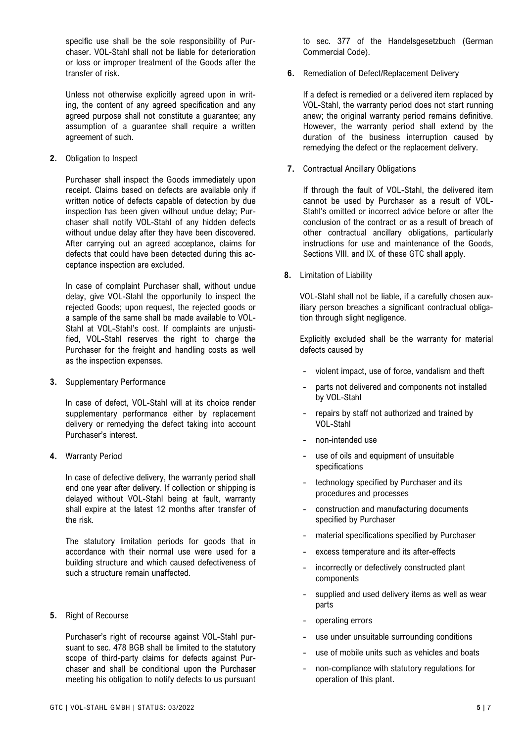specific use shall be the sole responsibility of Purchaser. VOL-Stahl shall not be liable for deterioration or loss or improper treatment of the Goods after the transfer of risk.

Unless not otherwise explicitly agreed upon in writing, the content of any agreed specification and any agreed purpose shall not constitute a guarantee; any assumption of a guarantee shall require a written agreement of such.

**2.** Obligation to Inspect

Purchaser shall inspect the Goods immediately upon receipt. Claims based on defects are available only if written notice of defects capable of detection by due inspection has been given without undue delay; Purchaser shall notify VOL-Stahl of any hidden defects without undue delay after they have been discovered. After carrying out an agreed acceptance, claims for defects that could have been detected during this acceptance inspection are excluded.

In case of complaint Purchaser shall, without undue delay, give VOL-Stahl the opportunity to inspect the rejected Goods; upon request, the rejected goods or a sample of the same shall be made available to VOL-Stahl at VOL-Stahl's cost. If complaints are unjustified, VOL-Stahl reserves the right to charge the Purchaser for the freight and handling costs as well as the inspection expenses.

**3.** Supplementary Performance

In case of defect, VOL-Stahl will at its choice render supplementary performance either by replacement delivery or remedying the defect taking into account Purchaser's interest.

**4.** Warranty Period

In case of defective delivery, the warranty period shall end one year after delivery. If collection or shipping is delayed without VOL-Stahl being at fault, warranty shall expire at the latest 12 months after transfer of the risk.

The statutory limitation periods for goods that in accordance with their normal use were used for a building structure and which caused defectiveness of such a structure remain unaffected.

**5.** Right of Recourse

Purchaser's right of recourse against VOL-Stahl pursuant to sec. 478 BGB shall be limited to the statutory scope of third-party claims for defects against Purchaser and shall be conditional upon the Purchaser meeting his obligation to notify defects to us pursuant to sec. 377 of the Handelsgesetzbuch (German Commercial Code).

**6.** Remediation of Defect/Replacement Delivery

If a defect is remedied or a delivered item replaced by VOL-Stahl, the warranty period does not start running anew; the original warranty period remains definitive. However, the warranty period shall extend by the duration of the business interruption caused by remedying the defect or the replacement delivery.

**7.** Contractual Ancillary Obligations

If through the fault of VOL-Stahl, the delivered item cannot be used by Purchaser as a result of VOL-Stahl's omitted or incorrect advice before or after the conclusion of the contract or as a result of breach of other contractual ancillary obligations, particularly instructions for use and maintenance of the Goods, Sections VIII. and IX. of these GTC shall apply.

**8.** Limitation of Liability

VOL-Stahl shall not be liable, if a carefully chosen auxiliary person breaches a significant contractual obligation through slight negligence.

Explicitly excluded shall be the warranty for material defects caused by

- violent impact, use of force, vandalism and theft
- parts not delivered and components not installed by VOL-Stahl
- repairs by staff not authorized and trained by VOL-Stahl
- non-intended use
- use of oils and equipment of unsuitable specifications
- technology specified by Purchaser and its procedures and processes
- construction and manufacturing documents specified by Purchaser
- material specifications specified by Purchaser
- excess temperature and its after-effects
- incorrectly or defectively constructed plant components
- supplied and used delivery items as well as wear parts
- operating errors
- use under unsuitable surrounding conditions
- use of mobile units such as vehicles and boats
- non-compliance with statutory regulations for operation of this plant.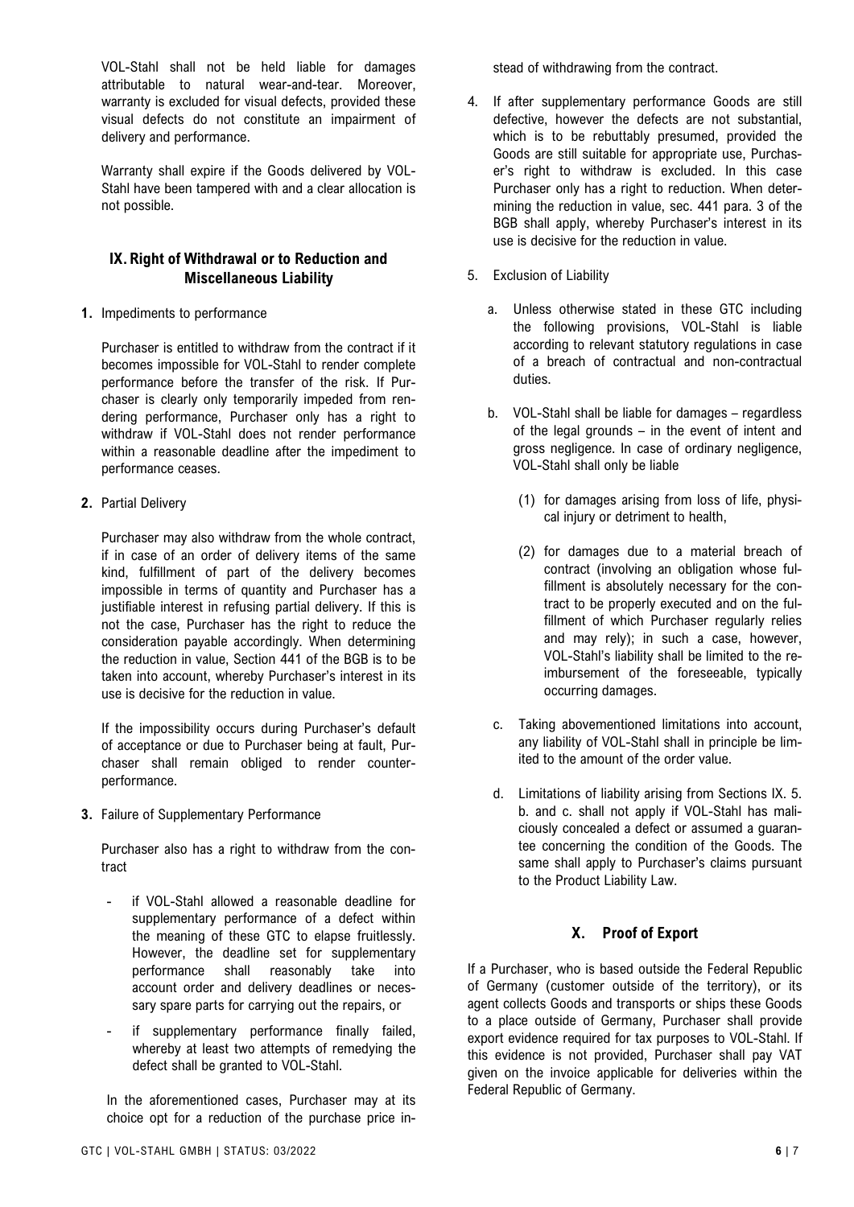VOL-Stahl shall not be held liable for damages attributable to natural wear-and-tear. Moreover, warranty is excluded for visual defects, provided these visual defects do not constitute an impairment of delivery and performance.

Warranty shall expire if the Goods delivered by VOL-Stahl have been tampered with and a clear allocation is not possible.

## IX. Right of Withdrawal or to Reduction and Miscellaneous Liability

**1.** Impediments to performance

Purchaser is entitled to withdraw from the contract if it becomes impossible for VOL-Stahl to render complete performance before the transfer of the risk. If Purchaser is clearly only temporarily impeded from rendering performance, Purchaser only has a right to withdraw if VOL-Stahl does not render performance within a reasonable deadline after the impediment to performance ceases.

**2.** Partial Delivery

Purchaser may also withdraw from the whole contract, if in case of an order of delivery items of the same kind, fulfillment of part of the delivery becomes impossible in terms of quantity and Purchaser has a justifiable interest in refusing partial delivery. If this is not the case, Purchaser has the right to reduce the consideration payable accordingly. When determining the reduction in value, Section 441 of the BGB is to be taken into account, whereby Purchaser's interest in its use is decisive for the reduction in value.

If the impossibility occurs during Purchaser's default of acceptance or due to Purchaser being at fault, Purchaser shall remain obliged to render counter-performance.

**3.** Failure of Supplementary Performance

Purchaser also has a right to withdraw from the contract

- if VOL-Stahl allowed a reasonable deadline for supplementary performance of a defect within the meaning of these GTC to elapse fruitlessly. However, the deadline set for supplementary performance shall reasonably take into account order and delivery deadlines or necessary spare parts for carrying out the repairs, or
- if supplementary performance finally failed, whereby at least two attempts of remedying the defect shall be granted to VOL-Stahl.

In the aforementioned cases, Purchaser may at its choice opt for a reduction of the purchase price instead of withdrawing from the contract.

4. If after supplementary performance Goods are still defective, however the defects are not substantial, which is to be rebuttably presumed, provided the Goods are still suitable for appropriate use, Purchaser's right to withdraw is excluded. In this case Purchaser only has a right to reduction. When determining the reduction in value, sec. 441 para. 3 of the BGB shall apply, whereby Purchaser's interest in its use is decisive for the reduction in value.

5. Exclusion of Liability

   a. Unless otherwise stated in these GTC including the following provisions, VOL-Stahl is liable according to relevant statutory regulations in case of a breach of contractual and non-contractual duties.

   b. VOL-Stahl shall be liable for damages – regardless of the legal grounds – in the event of intent and gross negligence. In case of ordinary negligence, VOL-Stahl shall only be liable

      (1) for damages arising from loss of life, physical injury or detriment to health,

      (2) for damages due to a material breach of contract (involving an obligation whose fulfillment is absolutely necessary for the contract to be properly executed and on the fulfillment of which Purchaser regularly relies and may rely); in such a case, however, VOL-Stahl's liability shall be limited to the reimbursement of the foreseeable, typically occurring damages.

   c. Taking abovementioned limitations into account, any liability of VOL-Stahl shall in principle be limited to the amount of the order value.

   d. Limitations of liability arising from Sections IX. 5. b. and c. shall not apply if VOL-Stahl has maliciously concealed a defect or assumed a guarantee concerning the condition of the Goods. The same shall apply to Purchaser's claims pursuant to the Product Liability Law.

## X. Proof of Export

If a Purchaser, who is based outside the Federal Republic of Germany (customer outside of the territory), or its agent collects Goods and transports or ships these Goods to a place outside of Germany, Purchaser shall provide export evidence required for tax purposes to VOL-Stahl. If this evidence is not provided, Purchaser shall pay VAT given on the invoice applicable for deliveries within the Federal Republic of Germany.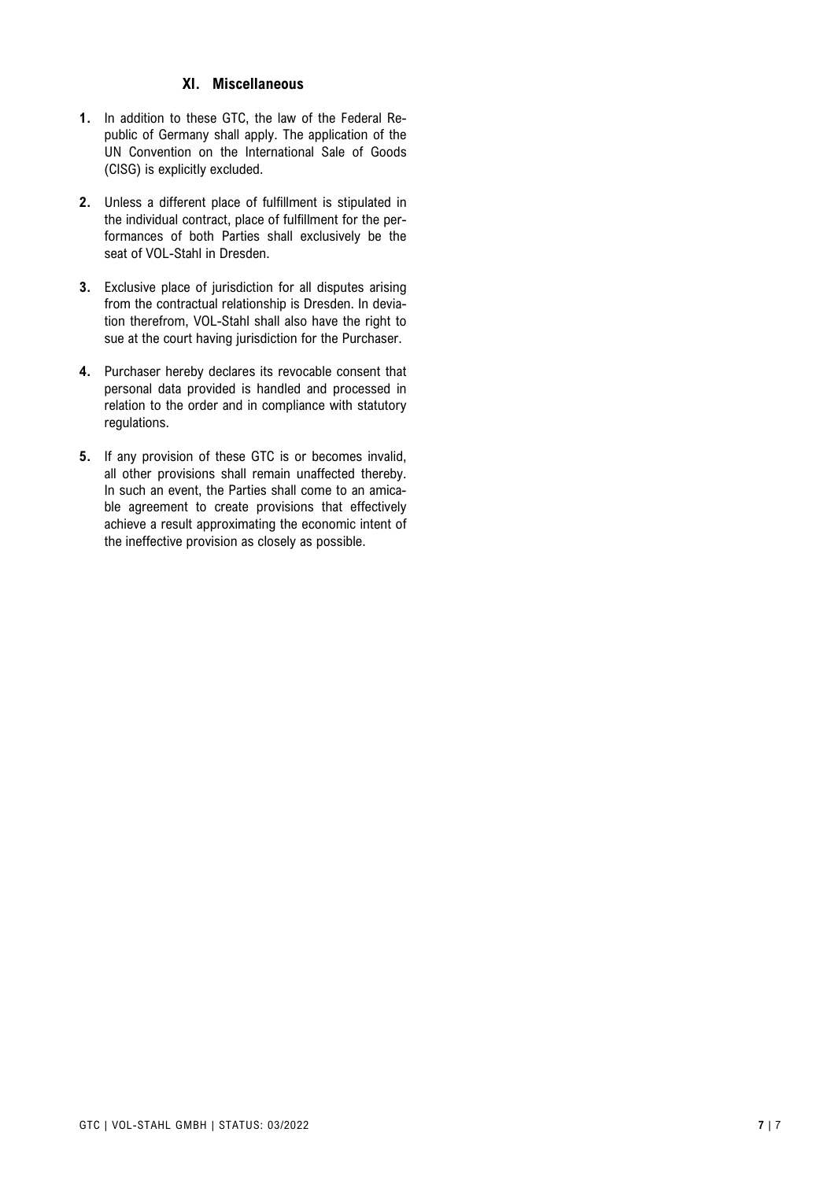## XI. Miscellaneous

1. In addition to these GTC, the law of the Federal Republic of Germany shall apply. The application of the UN Convention on the International Sale of Goods (CISG) is explicitly excluded.

2. Unless a different place of fulfillment is stipulated in the individual contract, place of fulfillment for the performances of both Parties shall exclusively be the seat of VOL-Stahl in Dresden.

3. Exclusive place of jurisdiction for all disputes arising from the contractual relationship is Dresden. In deviation therefrom, VOL-Stahl shall also have the right to sue at the court having jurisdiction for the Purchaser.

4. Purchaser hereby declares its revocable consent that personal data provided is handled and processed in relation to the order and in compliance with statutory regulations.

5. If any provision of these GTC is or becomes invalid, all other provisions shall remain unaffected thereby. In such an event, the Parties shall come to an amicable agreement to create provisions that effectively achieve a result approximating the economic intent of the ineffective provision as closely as possible.